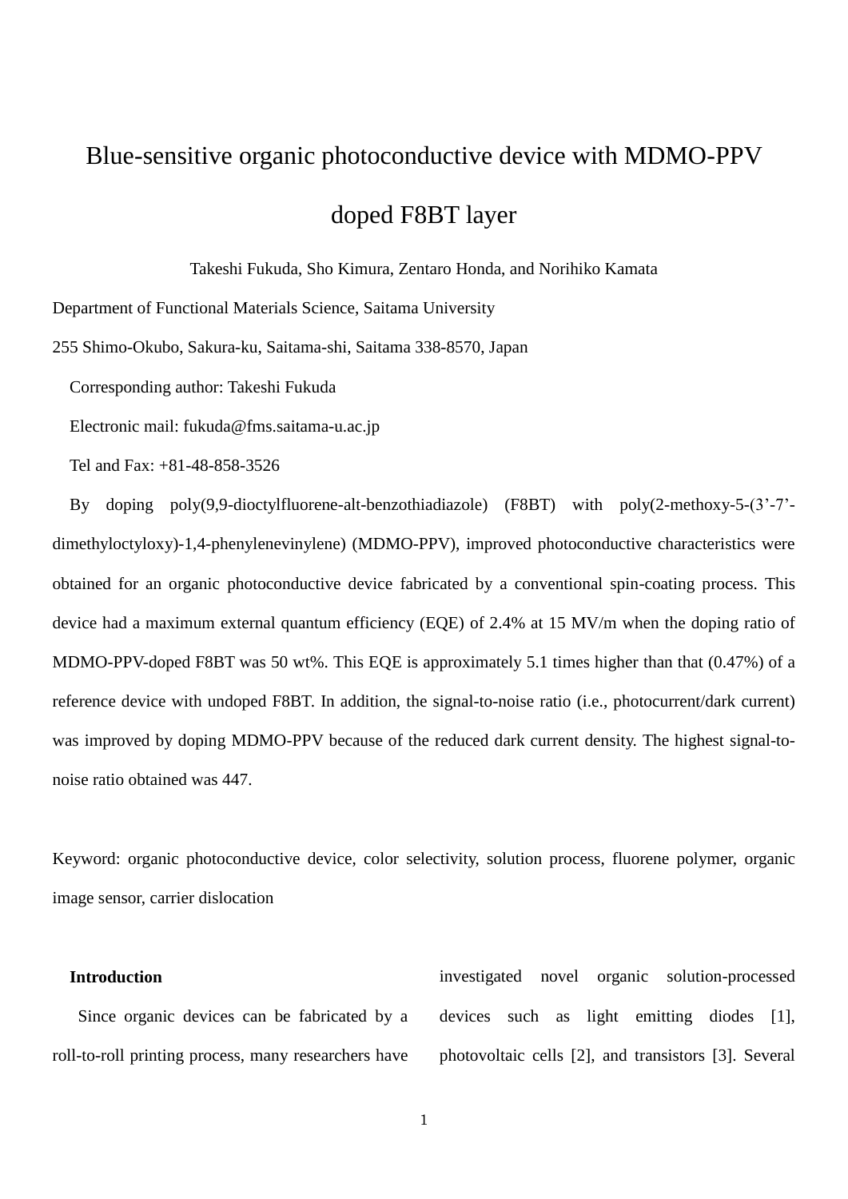# Blue-sensitive organic photoconductive device with MDMO-PPV doped F8BT layer

Takeshi Fukuda, Sho Kimura, Zentaro Honda, and Norihiko Kamata

Department of Functional Materials Science, Saitama University

255 Shimo-Okubo, Sakura-ku, Saitama-shi, Saitama 338-8570, Japan

Corresponding author: Takeshi Fukuda

Electronic mail: fukuda@fms.saitama-u.ac.jp

Tel and Fax: +81-48-858-3526

By doping poly(9,9-dioctylfluorene-alt-benzothiadiazole) (F8BT) with poly(2-methoxy-5-(3'-7'-dimethyloctyloxy)-1,4-phenylenevinylene) (MDMO-PPV), improved photoconductive characteristics were obtained for an organic photoconductive device fabricated by a conventional spin-coating process. This device had a maximum external quantum efficiency (EQE) of 2.4% at 15 MV/m when the doping ratio of MDMO-PPV-doped F8BT was 50 wt%. This EQE is approximately 5.1 times higher than that (0.47%) of a reference device with undoped F8BT. In addition, the signal-to-noise ratio (i.e., photocurrent/dark current) was improved by doping MDMO-PPV because of the reduced dark current density. The highest signal-to-noise ratio obtained was 447.

Keyword: organic photoconductive device, color selectivity, solution process, fluorene polymer, organic image sensor, carrier dislocation

## Introduction

Since organic devices can be fabricated by a roll-to-roll printing process, many researchers have investigated novel organic solution-processed devices such as light emitting diodes [1], photovoltaic cells [2], and transistors [3]. Several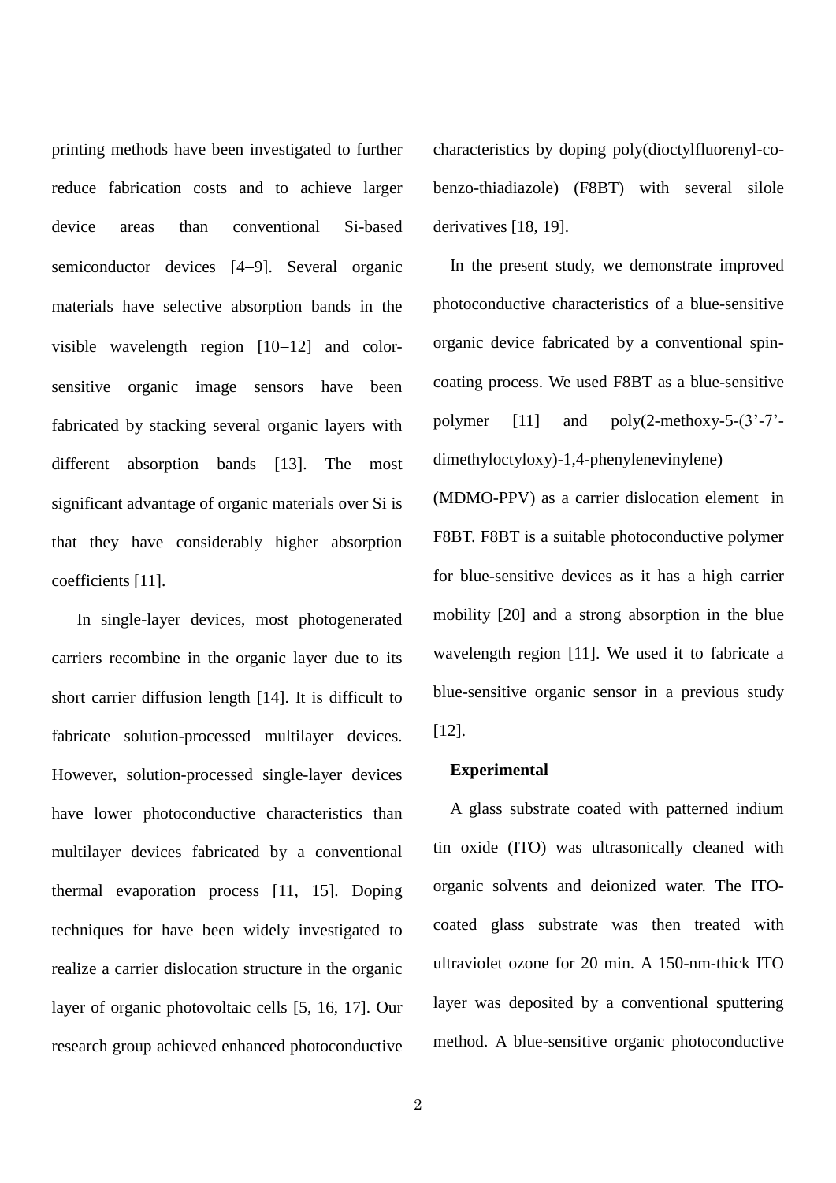printing methods have been investigated to further reduce fabrication costs and to achieve larger device areas than conventional Si-based semiconductor devices [4–9]. Several organic materials have selective absorption bands in the visible wavelength region [10–12] and color-sensitive organic image sensors have been fabricated by stacking several organic layers with different absorption bands [13]. The most significant advantage of organic materials over Si is that they have considerably higher absorption coefficients [11].

In single-layer devices, most photogenerated carriers recombine in the organic layer due to its short carrier diffusion length [14]. It is difficult to fabricate solution-processed multilayer devices. However, solution-processed single-layer devices have lower photoconductive characteristics than multilayer devices fabricated by a conventional thermal evaporation process [11, 15]. Doping techniques for have been widely investigated to realize a carrier dislocation structure in the organic layer of organic photovoltaic cells [5, 16, 17]. Our research group achieved enhanced photoconductive characteristics by doping poly(dioctylfluorenyl-co-benzo-thiadiazole) (F8BT) with several silole derivatives [18, 19].

In the present study, we demonstrate improved photoconductive characteristics of a blue-sensitive organic device fabricated by a conventional spin-coating process. We used F8BT as a blue-sensitive polymer [11] and poly(2-methoxy-5-(3'-7'-dimethyloctyloxy)-1,4-phenylenevinylene) (MDMO-PPV) as a carrier dislocation element in F8BT. F8BT is a suitable photoconductive polymer for blue-sensitive devices as it has a high carrier mobility [20] and a strong absorption in the blue wavelength region [11]. We used it to fabricate a blue-sensitive organic sensor in a previous study [12].

## Experimental

A glass substrate coated with patterned indium tin oxide (ITO) was ultrasonically cleaned with organic solvents and deionized water. The ITO-coated glass substrate was then treated with ultraviolet ozone for 20 min. A 150-nm-thick ITO layer was deposited by a conventional sputtering method. A blue-sensitive organic photoconductive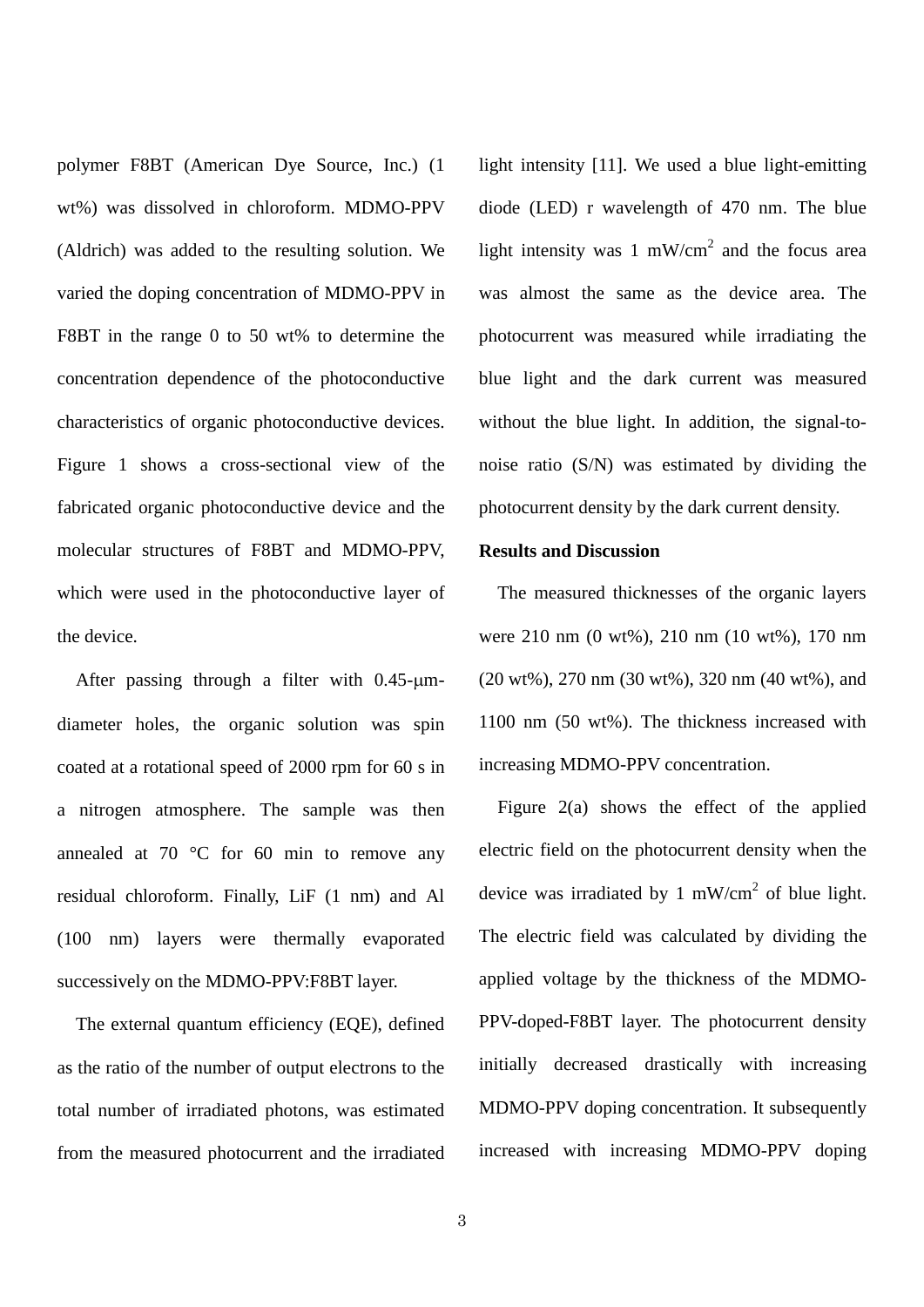polymer F8BT (American Dye Source, Inc.) (1 wt%) was dissolved in chloroform. MDMO-PPV (Aldrich) was added to the resulting solution. We varied the doping concentration of MDMO-PPV in F8BT in the range 0 to 50 wt% to determine the concentration dependence of the photoconductive characteristics of organic photoconductive devices. Figure 1 shows a cross-sectional view of the fabricated organic photoconductive device and the molecular structures of F8BT and MDMO-PPV, which were used in the photoconductive layer of the device.

After passing through a filter with 0.45-μm-diameter holes, the organic solution was spin coated at a rotational speed of 2000 rpm for 60 s in a nitrogen atmosphere. The sample was then annealed at 70 °C for 60 min to remove any residual chloroform. Finally, LiF (1 nm) and Al (100 nm) layers were thermally evaporated successively on the MDMO-PPV:F8BT layer.

The external quantum efficiency (EQE), defined as the ratio of the number of output electrons to the total number of irradiated photons, was estimated from the measured photocurrent and the irradiated light intensity [11]. We used a blue light-emitting diode (LED) r wavelength of 470 nm. The blue light intensity was 1 mW/cm$^2$ and the focus area was almost the same as the device area. The photocurrent was measured while irradiating the blue light and the dark current was measured without the blue light. In addition, the signal-to-noise ratio (S/N) was estimated by dividing the photocurrent density by the dark current density.

**Results and Discussion**

The measured thicknesses of the organic layers were 210 nm (0 wt%), 210 nm (10 wt%), 170 nm (20 wt%), 270 nm (30 wt%), 320 nm (40 wt%), and 1100 nm (50 wt%). The thickness increased with increasing MDMO-PPV concentration.

Figure 2(a) shows the effect of the applied electric field on the photocurrent density when the device was irradiated by 1 mW/cm$^2$ of blue light. The electric field was calculated by dividing the applied voltage by the thickness of the MDMO-PPV-doped-F8BT layer. The photocurrent density initially decreased drastically with increasing MDMO-PPV doping concentration. It subsequently increased with increasing MDMO-PPV doping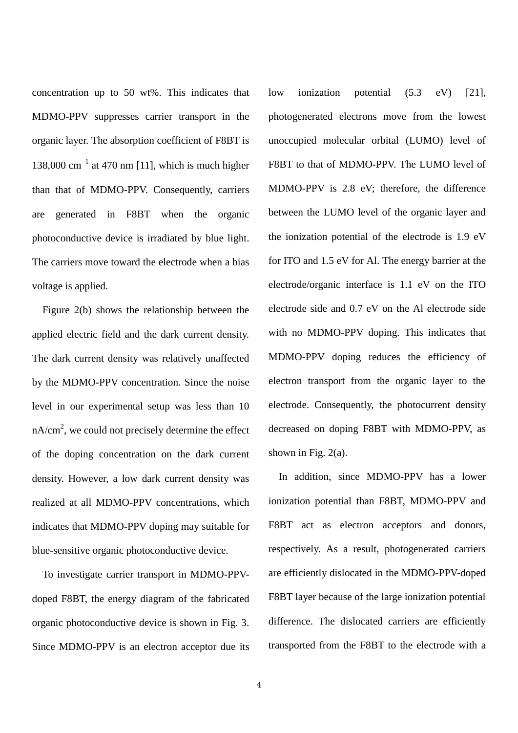concentration up to 50 wt%. This indicates that MDMO-PPV suppresses carrier transport in the organic layer. The absorption coefficient of F8BT is 138,000 $cm^{-1}$ at 470 nm [11], which is much higher than that of MDMO-PPV. Consequently, carriers are generated in F8BT when the organic photoconductive device is irradiated by blue light. The carriers move toward the electrode when a bias voltage is applied.

Figure 2(b) shows the relationship between the applied electric field and the dark current density. The dark current density was relatively unaffected by the MDMO-PPV concentration. Since the noise level in our experimental setup was less than 10 $nA/cm^2$, we could not precisely determine the effect of the doping concentration on the dark current density. However, a low dark current density was realized at all MDMO-PPV concentrations, which indicates that MDMO-PPV doping may suitable for blue-sensitive organic photoconductive device.

To investigate carrier transport in MDMO-PPV-doped F8BT, the energy diagram of the fabricated organic photoconductive device is shown in Fig. 3. Since MDMO-PPV is an electron acceptor due its low ionization potential (5.3 eV) [21], photogenerated electrons move from the lowest unoccupied molecular orbital (LUMO) level of F8BT to that of MDMO-PPV. The LUMO level of MDMO-PPV is 2.8 eV; therefore, the difference between the LUMO level of the organic layer and the ionization potential of the electrode is 1.9 eV for ITO and 1.5 eV for Al. The energy barrier at the electrode/organic interface is 1.1 eV on the ITO electrode side and 0.7 eV on the Al electrode side with no MDMO-PPV doping. This indicates that MDMO-PPV doping reduces the efficiency of electron transport from the organic layer to the electrode. Consequently, the photocurrent density decreased on doping F8BT with MDMO-PPV, as shown in Fig. 2(a).

In addition, since MDMO-PPV has a lower ionization potential than F8BT, MDMO-PPV and F8BT act as electron acceptors and donors, respectively. As a result, photogenerated carriers are efficiently dislocated in the MDMO-PPV-doped F8BT layer because of the large ionization potential difference. The dislocated carriers are efficiently transported from the F8BT to the electrode with a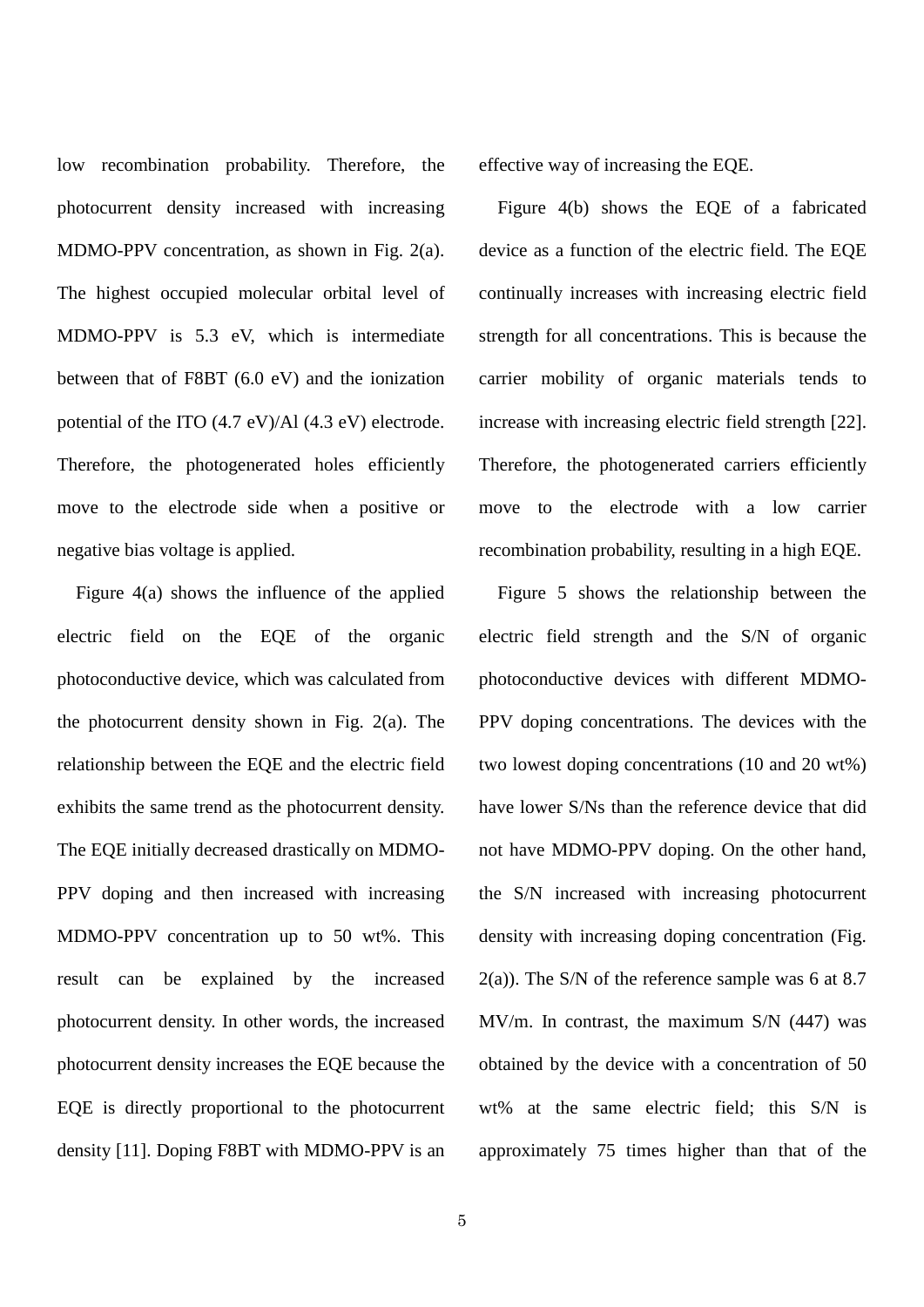low recombination probability. Therefore, the photocurrent density increased with increasing MDMO-PPV concentration, as shown in Fig. 2(a). The highest occupied molecular orbital level of MDMO-PPV is 5.3 eV, which is intermediate between that of F8BT (6.0 eV) and the ionization potential of the ITO (4.7 eV)/Al (4.3 eV) electrode. Therefore, the photogenerated holes efficiently move to the electrode side when a positive or negative bias voltage is applied.

Figure 4(a) shows the influence of the applied electric field on the EQE of the organic photoconductive device, which was calculated from the photocurrent density shown in Fig. 2(a). The relationship between the EQE and the electric field exhibits the same trend as the photocurrent density. The EQE initially decreased drastically on MDMO-PPV doping and then increased with increasing MDMO-PPV concentration up to 50 wt%. This result can be explained by the increased photocurrent density. In other words, the increased photocurrent density increases the EQE because the EQE is directly proportional to the photocurrent density [11]. Doping F8BT with MDMO-PPV is an effective way of increasing the EQE.

Figure 4(b) shows the EQE of a fabricated device as a function of the electric field. The EQE continually increases with increasing electric field strength for all concentrations. This is because the carrier mobility of organic materials tends to increase with increasing electric field strength [22]. Therefore, the photogenerated carriers efficiently move to the electrode with a low carrier recombination probability, resulting in a high EQE.

Figure 5 shows the relationship between the electric field strength and the S/N of organic photoconductive devices with different MDMO-PPV doping concentrations. The devices with the two lowest doping concentrations (10 and 20 wt%) have lower S/Ns than the reference device that did not have MDMO-PPV doping. On the other hand, the S/N increased with increasing photocurrent density with increasing doping concentration (Fig. 2(a)). The S/N of the reference sample was 6 at 8.7 MV/m. In contrast, the maximum S/N (447) was obtained by the device with a concentration of 50 wt% at the same electric field; this S/N is approximately 75 times higher than that of the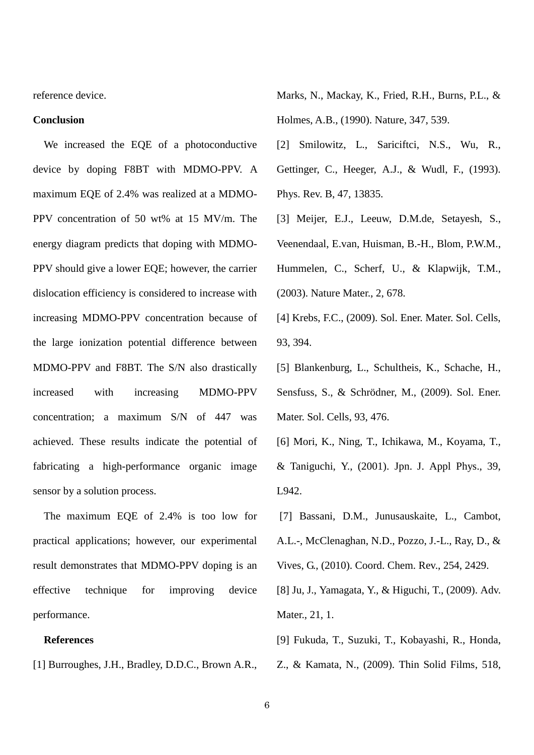reference device.

## Conclusion

We increased the EQE of a photoconductive device by doping F8BT with MDMO-PPV. A maximum EQE of 2.4% was realized at a MDMO-PPV concentration of 50 wt% at 15 MV/m. The energy diagram predicts that doping with MDMO-PPV should give a lower EQE; however, the carrier dislocation efficiency is considered to increase with increasing MDMO-PPV concentration because of the large ionization potential difference between MDMO-PPV and F8BT. The S/N also drastically increased with increasing MDMO-PPV concentration; a maximum S/N of 447 was achieved. These results indicate the potential of fabricating a high-performance organic image sensor by a solution process.

The maximum EQE of 2.4% is too low for practical applications; however, our experimental result demonstrates that MDMO-PPV doping is an effective technique for improving device performance.

## References

[1] Burroughes, J.H., Bradley, D.D.C., Brown A.R., Marks, N., Mackay, K., Fried, R.H., Burns, P.L., & Holmes, A.B., (1990). Nature, 347, 539.

[2] Smilowitz, L., Sariciftci, N.S., Wu, R., Gettinger, C., Heeger, A.J., & Wudl, F., (1993). Phys. Rev. B, 47, 13835.

[3] Meijer, E.J., Leeuw, D.M.de, Setayesh, S., Veenendaal, E.van, Huisman, B.-H., Blom, P.W.M., Hummelen, C., Scherf, U., & Klapwijk, T.M., (2003). Nature Mater., 2, 678.

[4] Krebs, F.C., (2009). Sol. Ener. Mater. Sol. Cells, 93, 394.

[5] Blankenburg, L., Schultheis, K., Schache, H., Sensfuss, S., & Schrödner, M., (2009). Sol. Ener. Mater. Sol. Cells, 93, 476.

[6] Mori, K., Ning, T., Ichikawa, M., Koyama, T., & Taniguchi, Y., (2001). Jpn. J. Appl Phys., 39, L942.

[7] Bassani, D.M., Junusauskaite, L., Cambot, A.L.-, McClenaghan, N.D., Pozzo, J.-L., Ray, D., & Vives, G., (2010). Coord. Chem. Rev., 254, 2429.

[8] Ju, J., Yamagata, Y., & Higuchi, T., (2009). Adv. Mater., 21, 1.

[9] Fukuda, T., Suzuki, T., Kobayashi, R., Honda, Z., & Kamata, N., (2009). Thin Solid Films, 518,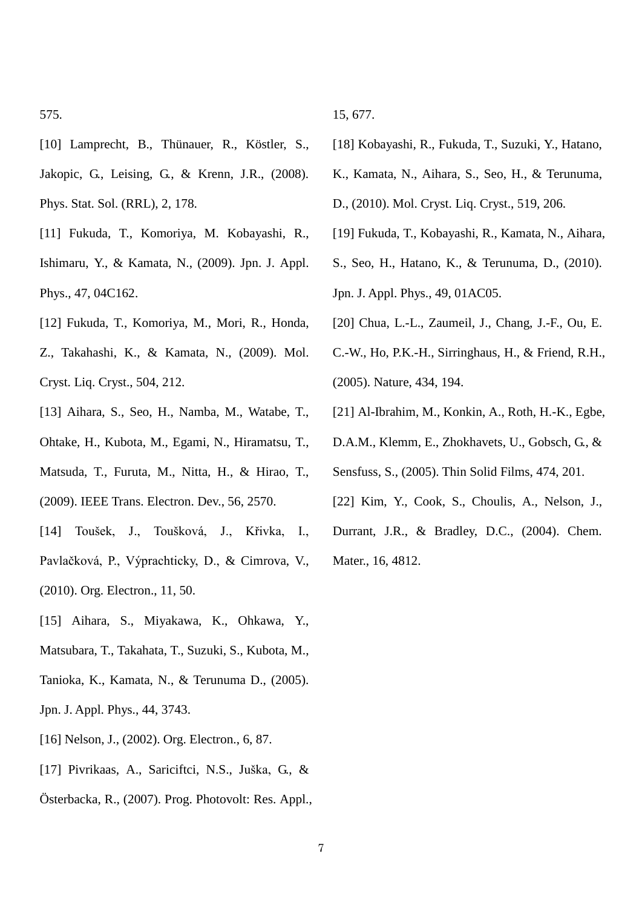575.

[10] Lamprecht, B., Thünauer, R., Köstler, S., Jakopic, G., Leising, G., & Krenn, J.R., (2008). Phys. Stat. Sol. (RRL), 2, 178.

[11] Fukuda, T., Komoriya, M. Kobayashi, R., Ishimaru, Y., & Kamata, N., (2009). Jpn. J. Appl. Phys., 47, 04C162.

[12] Fukuda, T., Komoriya, M., Mori, R., Honda, Z., Takahashi, K., & Kamata, N., (2009). Mol. Cryst. Liq. Cryst., 504, 212.

[13] Aihara, S., Seo, H., Namba, M., Watabe, T., Ohtake, H., Kubota, M., Egami, N., Hiramatsu, T., Matsuda, T., Furuta, M., Nitta, H., & Hirao, T., (2009). IEEE Trans. Electron. Dev., 56, 2570.

[14] Toušek, J., Toušková, J., Křivka, I., Pavlačková, P., Výprachticky, D., & Cimrova, V., (2010). Org. Electron., 11, 50.

[15] Aihara, S., Miyakawa, K., Ohkawa, Y., Matsubara, T., Takahata, T., Suzuki, S., Kubota, M., Tanioka, K., Kamata, N., & Terunuma D., (2005). Jpn. J. Appl. Phys., 44, 3743.

[16] Nelson, J., (2002). Org. Electron., 6, 87.

[17] Pivrikaas, A., Sariciftci, N.S., Juška, G., & Österbacka, R., (2007). Prog. Photovolt: Res. Appl., 15, 677.

[18] Kobayashi, R., Fukuda, T., Suzuki, Y., Hatano, K., Kamata, N., Aihara, S., Seo, H., & Terunuma, D., (2010). Mol. Cryst. Liq. Cryst., 519, 206.

[19] Fukuda, T., Kobayashi, R., Kamata, N., Aihara, S., Seo, H., Hatano, K., & Terunuma, D., (2010). Jpn. J. Appl. Phys., 49, 01AC05.

[20] Chua, L.-L., Zaumeil, J., Chang, J.-F., Ou, E. C.-W., Ho, P.K.-H., Sirringhaus, H., & Friend, R.H., (2005). Nature, 434, 194.

[21] Al-Ibrahim, M., Konkin, A., Roth, H.-K., Egbe, D.A.M., Klemm, E., Zhokhavets, U., Gobsch, G., & Sensfuss, S., (2005). Thin Solid Films, 474, 201.

[22] Kim, Y., Cook, S., Choulis, A., Nelson, J., Durrant, J.R., & Bradley, D.C., (2004). Chem. Mater., 16, 4812.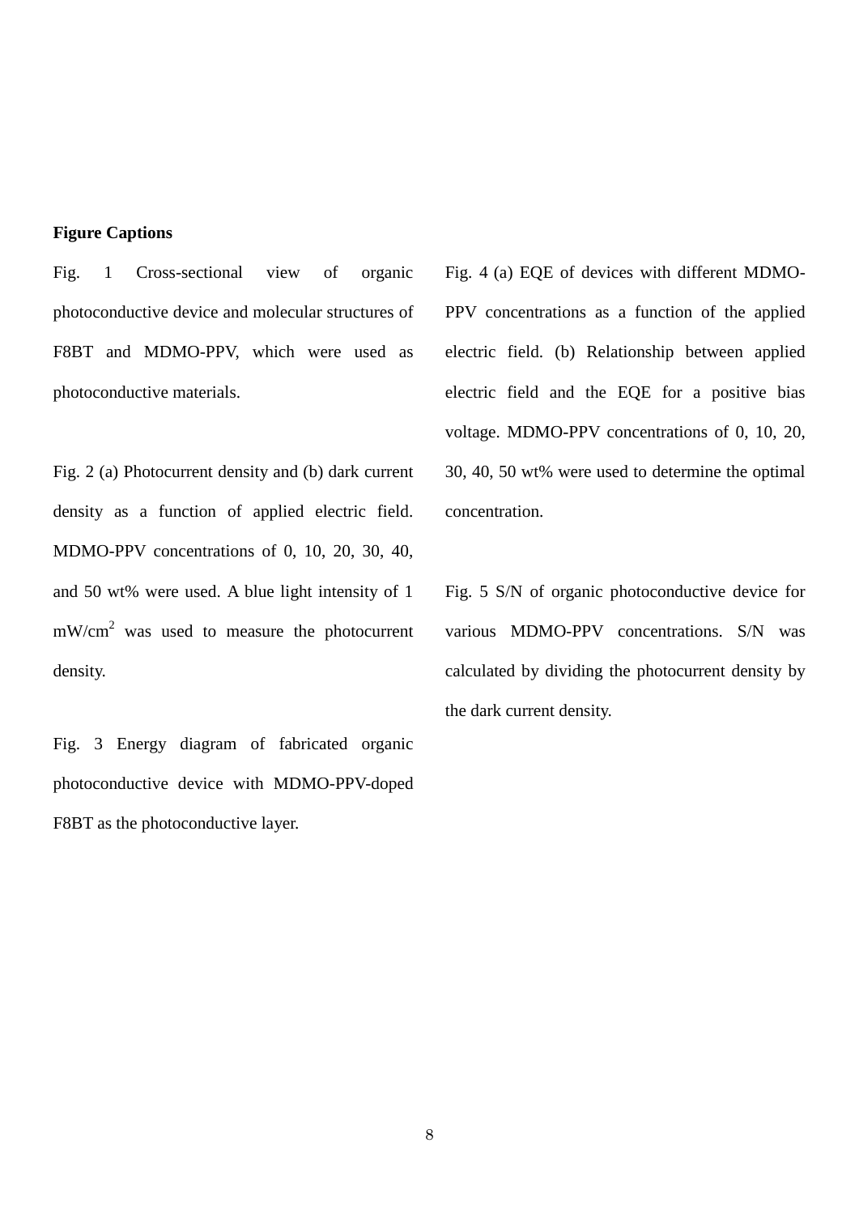**Figure Captions**

Fig. 1 Cross-sectional view of organic photoconductive device and molecular structures of F8BT and MDMO-PPV, which were used as photoconductive materials.

Fig. 2 (a) Photocurrent density and (b) dark current density as a function of applied electric field. MDMO-PPV concentrations of 0, 10, 20, 30, 40, and 50 wt% were used. A blue light intensity of 1 $mW/cm^2$ was used to measure the photocurrent density.

Fig. 3 Energy diagram of fabricated organic photoconductive device with MDMO-PPV-doped F8BT as the photoconductive layer.

Fig. 4 (a) EQE of devices with different MDMO-PPV concentrations as a function of the applied electric field. (b) Relationship between applied electric field and the EQE for a positive bias voltage. MDMO-PPV concentrations of 0, 10, 20, 30, 40, 50 wt% were used to determine the optimal concentration.

Fig. 5 S/N of organic photoconductive device for various MDMO-PPV concentrations. S/N was calculated by dividing the photocurrent density by the dark current density.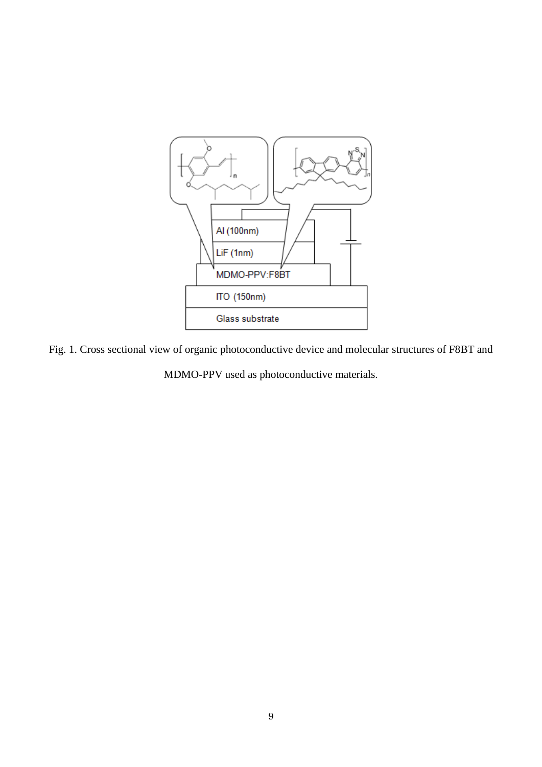Fig. 1. Cross sectional view of organic photoconductive device and molecular structures of F8BT and MDMO-PPV used as photoconductive materials.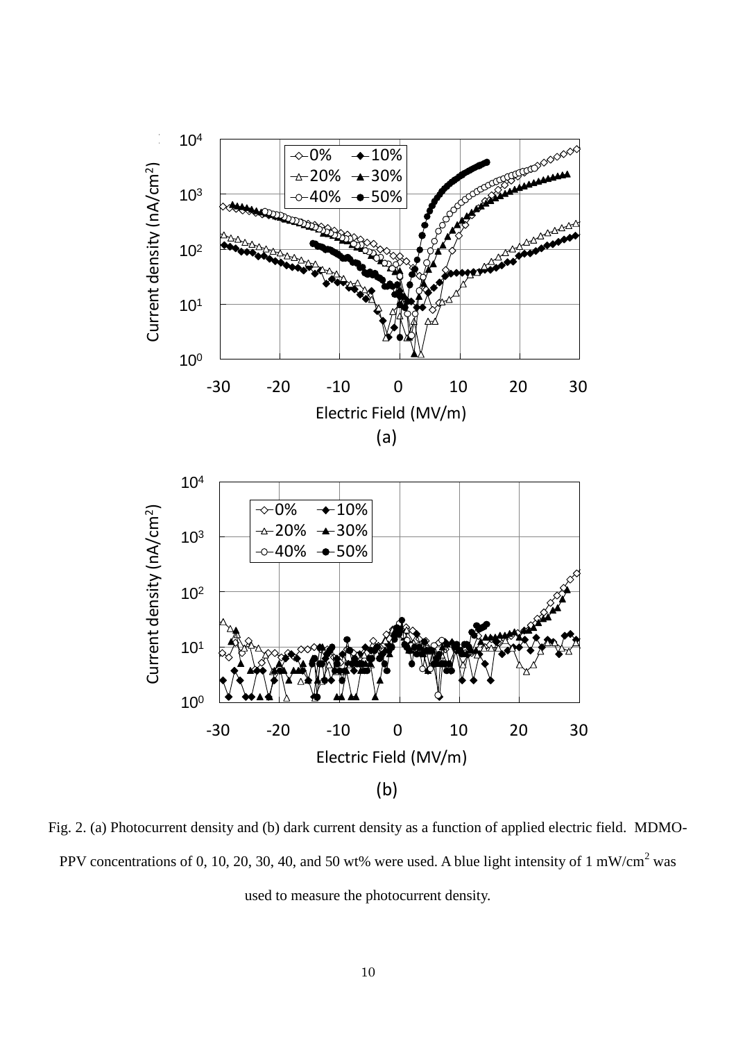Fig. 2. (a) Photocurrent density and (b) dark current density as a function of applied electric field. MDMO-PPV concentrations of 0, 10, 20, 30, 40, and 50 wt% were used. A blue light intensity of 1 mW/cm$^2$ was used to measure the photocurrent density.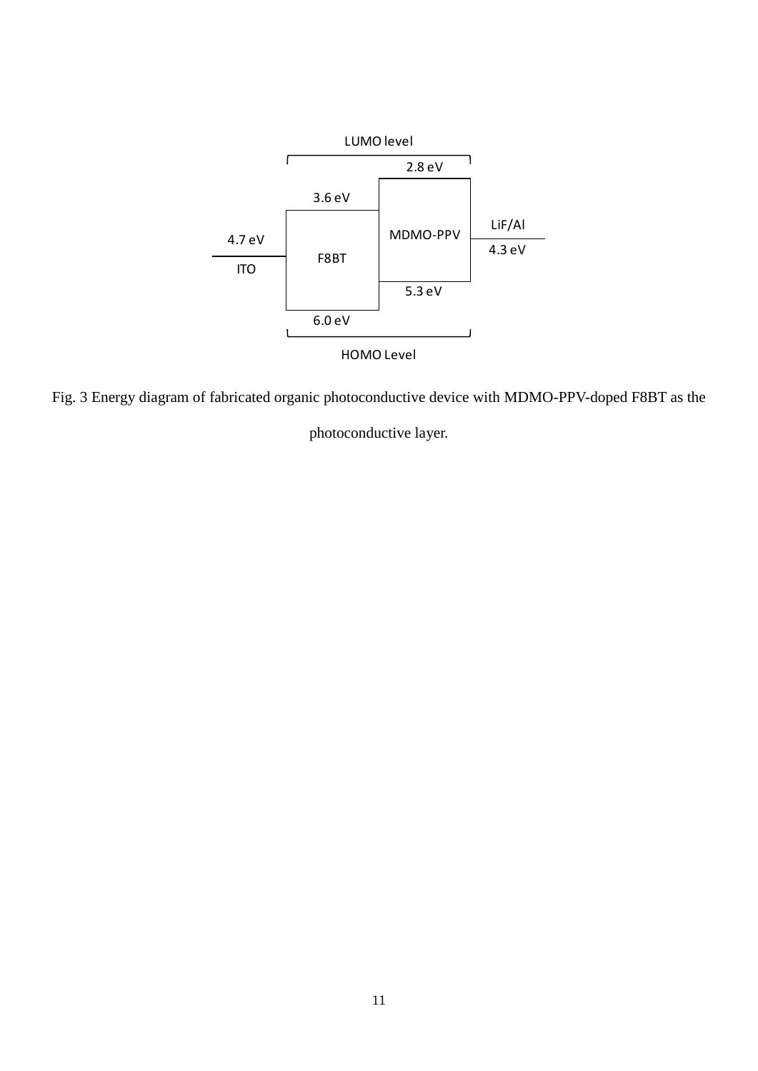LUMO level

2.8 eV

3.6 eV

MDMO-PPV

LiF/Al

4.7 eV

4.3 eV

F8BT

ITO

5.3 eV

6.0 eV

HOMO Level

Fig. 3 Energy diagram of fabricated organic photoconductive device with MDMO-PPV-doped F8BT as the photoconductive layer.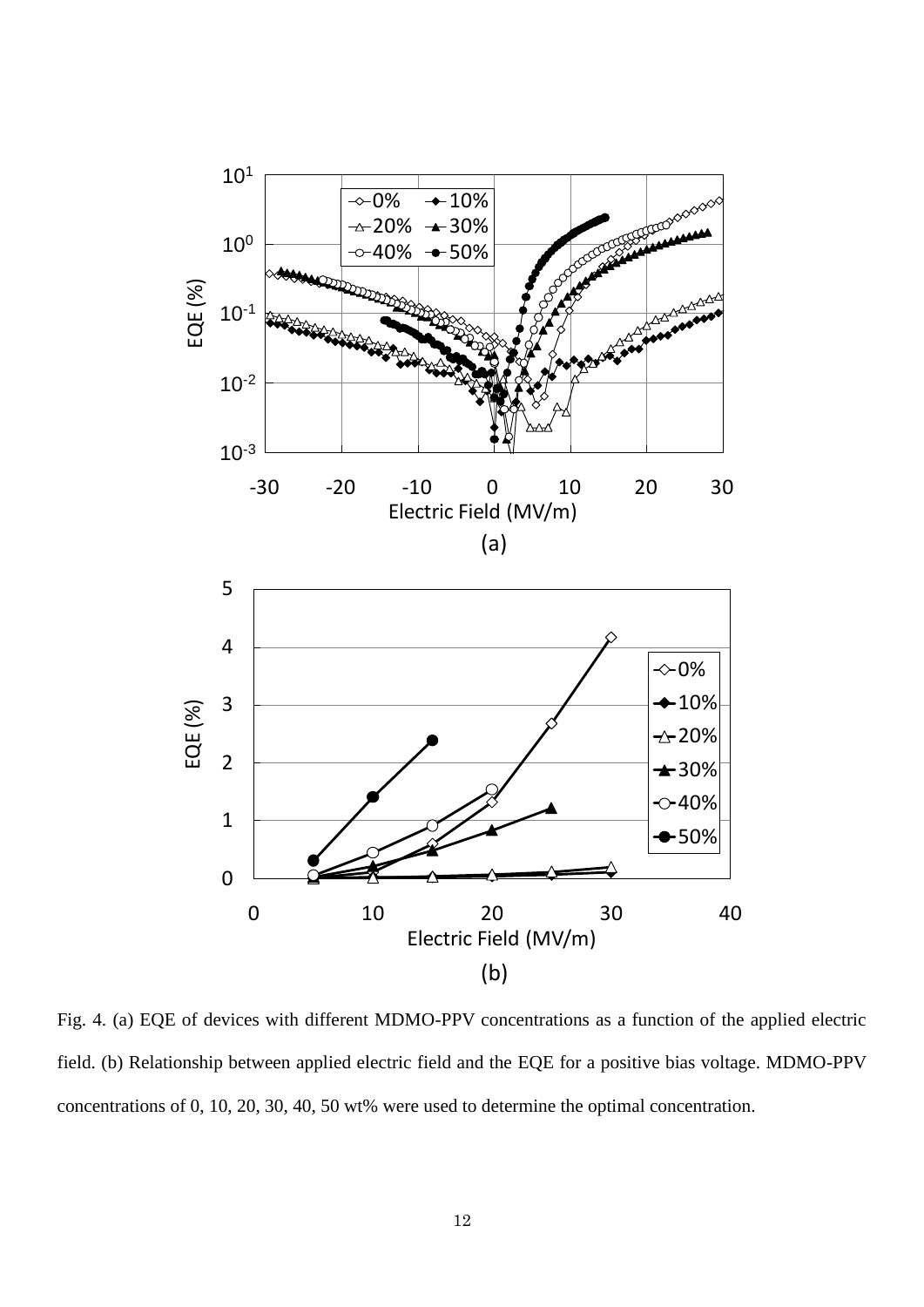Fig. 4. (a) EQE of devices with different MDMO-PPV concentrations as a function of the applied electric field. (b) Relationship between applied electric field and the EQE for a positive bias voltage. MDMO-PPV concentrations of 0, 10, 20, 30, 40, 50 wt% were used to determine the optimal concentration.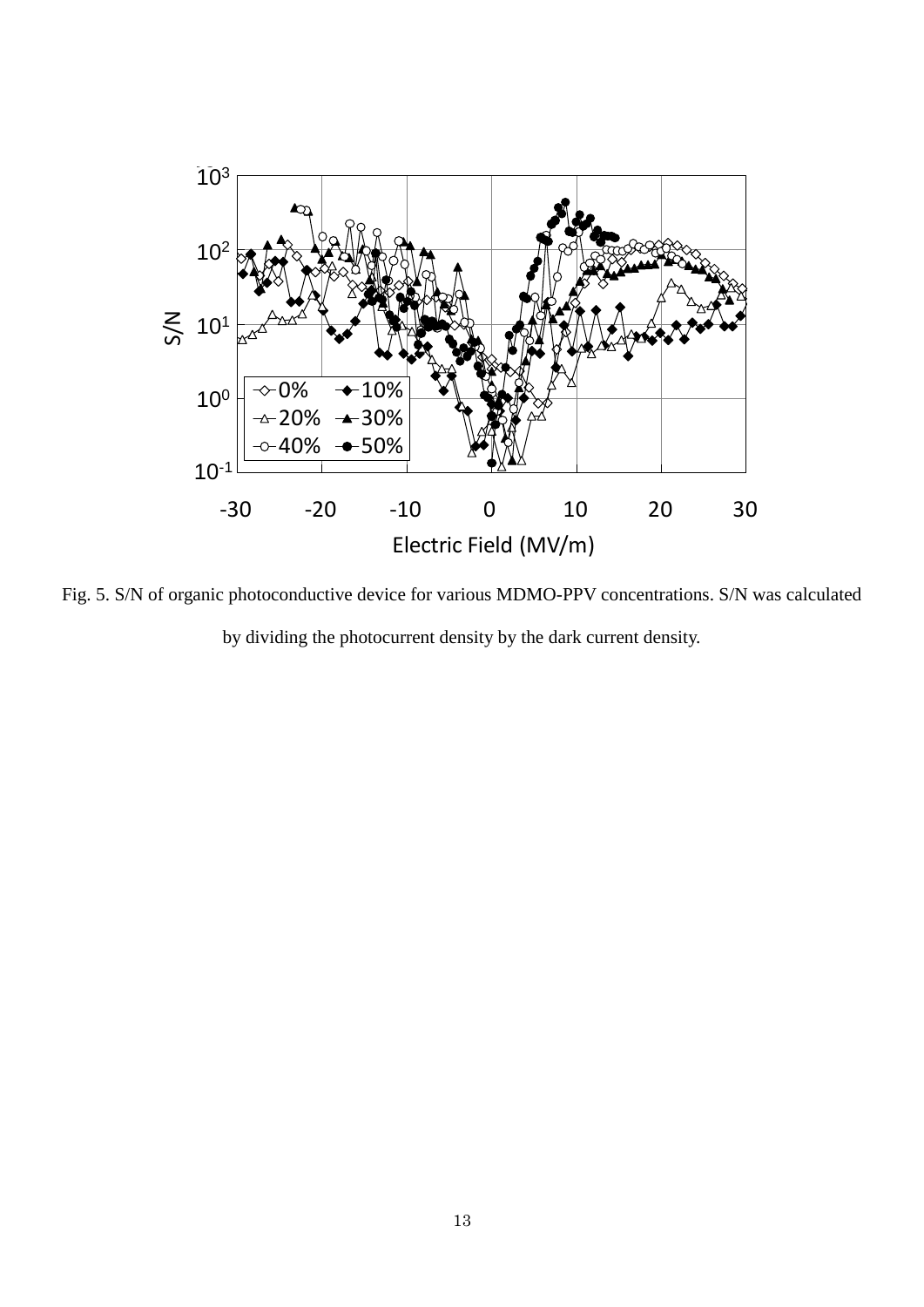$10^3$

$10^2$

$10^1$

$10^0$

$10^{-1}$

S/N

-30 -20 -10 0 10 20 30

Electric Field (MV/m)

0% 10% 20% 30% 40% 50%

Fig. 5. S/N of organic photoconductive device for various MDMO-PPV concentrations. S/N was calculated by dividing the photocurrent density by the dark current density.